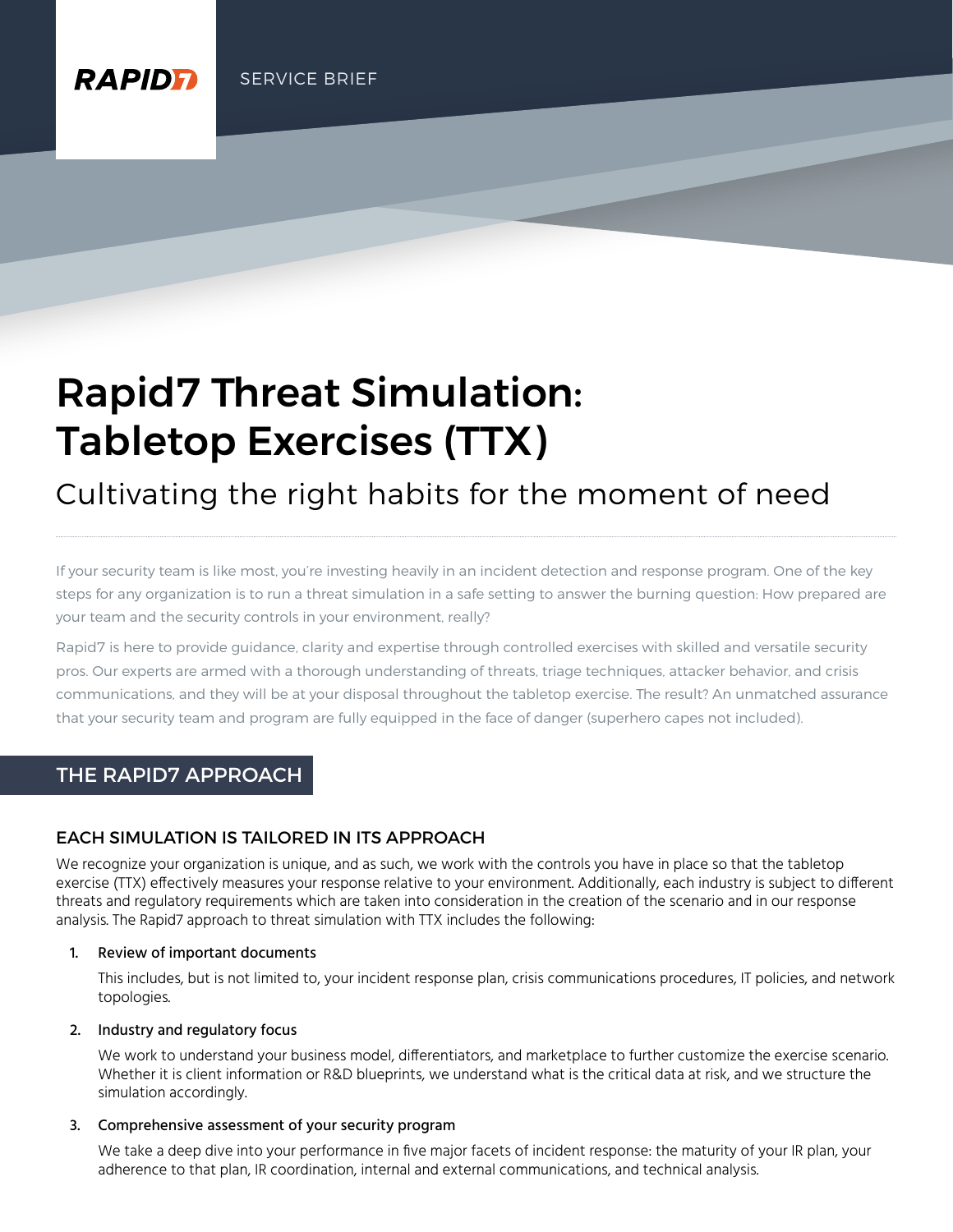RAPID7 SERVICE BRIEF

# Rapid7 Threat Simulation: Tabletop Exercises (TTX)

## Cultivating the right habits for the moment of need

If your security team is like most, you're investing heavily in an incident detection and response program. One of the key steps for any organization is to run a threat simulation in a safe setting to answer the burning question: How prepared are your team and the security controls in your environment, really?

Rapid7 is here to provide guidance, clarity and expertise through controlled exercises with skilled and versatile security pros. Our experts are armed with a thorough understanding of threats, triage techniques, attacker behavior, and crisis communications, and they will be at your disposal throughout the tabletop exercise. The result? An unmatched assurance that your security team and program are fully equipped in the face of danger (superhero capes not included).

## THE RAPID7 APPROACH

### EACH SIMULATION IS TAILORED IN ITS APPROACH

We recognize your organization is unique, and as such, we work with the controls you have in place so that the tabletop exercise (TTX) effectively measures your response relative to your environment. Additionally, each industry is subject to different threats and regulatory requirements which are taken into consideration in the creation of the scenario and in our response analysis. The Rapid7 approach to threat simulation with TTX includes the following:

1. **Review of important documents**

   This includes, but is not limited to, your incident response plan, crisis communications procedures, IT policies, and network topologies.

2. **Industry and regulatory focus**

   We work to understand your business model, differentiators, and marketplace to further customize the exercise scenario. Whether it is client information or R&D blueprints, we understand what is the critical data at risk, and we structure the simulation accordingly.

3. **Comprehensive assessment of your security program**

   We take a deep dive into your performance in five major facets of incident response: the maturity of your IR plan, your adherence to that plan, IR coordination, internal and external communications, and technical analysis.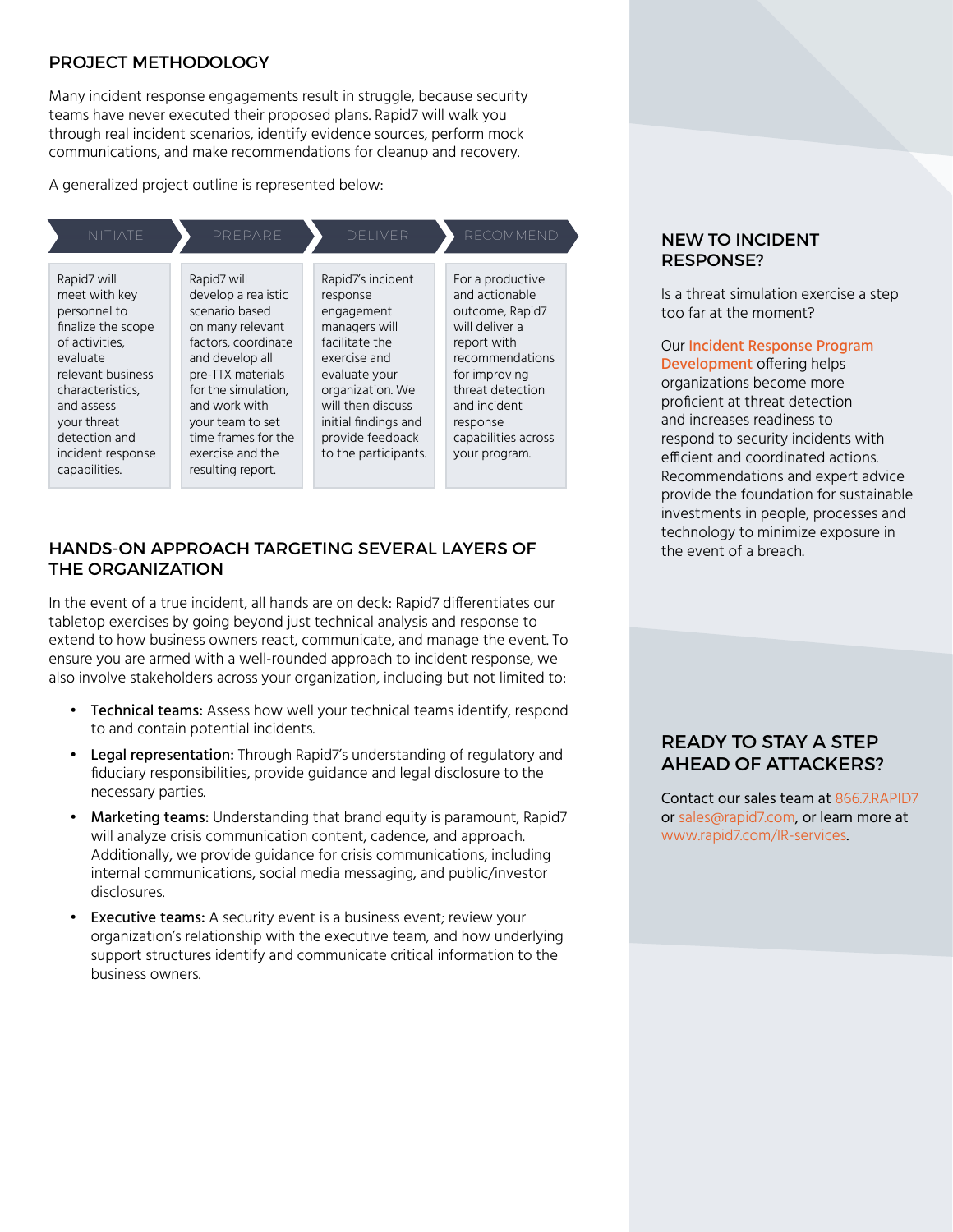## PROJECT METHODOLOGY

Many incident response engagements result in struggle, because security teams have never executed their proposed plans. Rapid7 will walk you through real incident scenarios, identify evidence sources, perform mock communications, and make recommendations for cleanup and recovery.

A generalized project outline is represented below:

| INITIATE | PREPARE | DELIVER | RECOMMEND |
|---|---|---|---|
| Rapid7 will meet with key personnel to finalize the scope of activities, evaluate relevant business characteristics, and assess your threat detection and incident response capabilities. | Rapid7 will develop a realistic scenario based on many relevant factors, coordinate and develop all pre-TTX materials for the simulation, and work with your team to set time frames for the exercise and the resulting report. | Rapid7's incident response engagement managers will facilitate the exercise and evaluate your organization. We will then discuss initial findings and provide feedback to the participants. | For a productive and actionable outcome, Rapid7 will deliver a report with recommendations for improving threat detection and incident response capabilities across your program. |

## HANDS-ON APPROACH TARGETING SEVERAL LAYERS OF THE ORGANIZATION

In the event of a true incident, all hands are on deck: Rapid7 differentiates our tabletop exercises by going beyond just technical analysis and response to extend to how business owners react, communicate, and manage the event. To ensure you are armed with a well-rounded approach to incident response, we also involve stakeholders across your organization, including but not limited to:

- **Technical teams:** Assess how well your technical teams identify, respond to and contain potential incidents.
- **Legal representation:** Through Rapid7's understanding of regulatory and fiduciary responsibilities, provide guidance and legal disclosure to the necessary parties.
- **Marketing teams:** Understanding that brand equity is paramount, Rapid7 will analyze crisis communication content, cadence, and approach. Additionally, we provide guidance for crisis communications, including internal communications, social media messaging, and public/investor disclosures.
- **Executive teams:** A security event is a business event; review your organization's relationship with the executive team, and how underlying support structures identify and communicate critical information to the business owners.

## NEW TO INCIDENT RESPONSE?

Is a threat simulation exercise a step too far at the moment?

Our **Incident Response Program Development** offering helps organizations become more proficient at threat detection and increases readiness to respond to security incidents with efficient and coordinated actions. Recommendations and expert advice provide the foundation for sustainable investments in people, processes and technology to minimize exposure in the event of a breach.

## READY TO STAY A STEP AHEAD OF ATTACKERS?

Contact our sales team at 866.7.RAPID7 or sales@rapid7.com, or learn more at www.rapid7.com/IR-services.